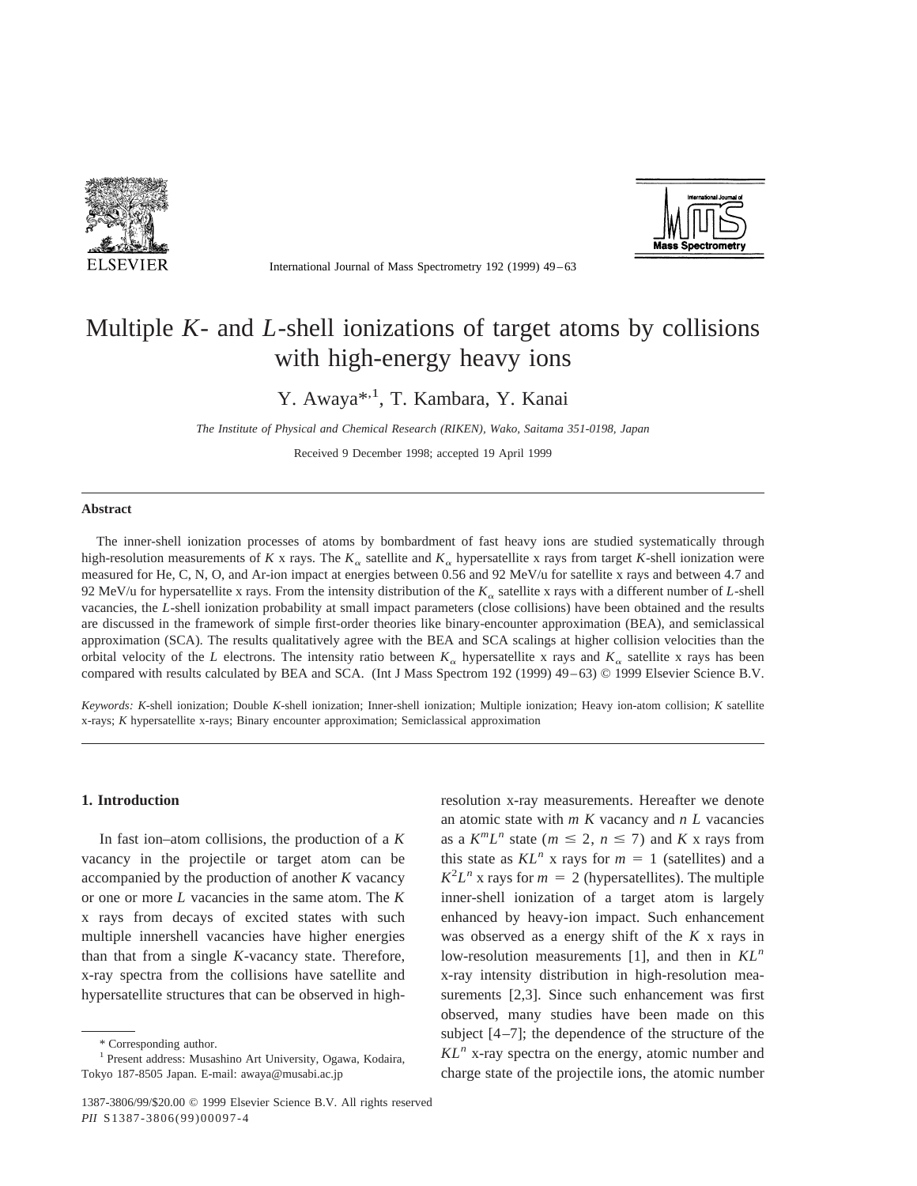# Multiple $K$- and $L$-shell ionizations of target atoms by collisions with high-energy heavy ions

Y. Awaya*[,1], T. Kambara, Y. Kanai

*The Institute of Physical and Chemical Research (RIKEN), Wako, Saitama 351-0198, Japan*

Received 9 December 1998; accepted 19 April 1999

## Abstract

The inner-shell ionization processes of atoms by bombardment of fast heavy ions are studied systematically through high-resolution measurements of $K$ x rays. The $K_\alpha$ satellite and $K_\alpha$ hypersatellite x rays from target $K$-shell ionization were measured for He, C, N, O, and Ar-ion impact at energies between 0.56 and 92 MeV/u for satellite x rays and between 4.7 and 92 MeV/u for hypersatellite x rays. From the intensity distribution of the $K_\alpha$ satellite x rays with a different number of $L$-shell vacancies, the $L$-shell ionization probability at small impact parameters (close collisions) have been obtained and the results are discussed in the framework of simple first-order theories like binary-encounter approximation (BEA), and semiclassical approximation (SCA). The results qualitatively agree with the BEA and SCA scalings at higher collision velocities than the orbital velocity of the $L$ electrons. The intensity ratio between $K_\alpha$ hypersatellite x rays and $K_\alpha$ satellite x rays has been compared with results calculated by BEA and SCA. (Int J Mass Spectrom 192 (1999) 49–63) © 1999 Elsevier Science B.V.

*Keywords:* $K$-shell ionization; Double $K$-shell ionization; Inner-shell ionization; Multiple ionization; Heavy ion-atom collision; $K$ satellite x-rays; $K$ hypersatellite x-rays; Binary encounter approximation; Semiclassical approximation

## 1. Introduction

In fast ion–atom collisions, the production of a $K$ vacancy in the projectile or target atom can be accompanied by the production of another $K$ vacancy or one or more $L$ vacancies in the same atom. The $K$ x rays from decays of excited states with such multiple innershell vacancies have higher energies than that from a single $K$-vacancy state. Therefore, x-ray spectra from the collisions have satellite and hypersatellite structures that can be observed in high-resolution x-ray measurements. Hereafter we denote an atomic state with $m$ $K$ vacancy and $n$ $L$ vacancies as a $K^mL^n$ state ($m \leq 2$, $n \leq 7$) and $K$ x rays from this state as $KL^n$ x rays for $m = 1$ (satellites) and a $K^2L^n$ x rays for $m = 2$ (hypersatellites). The multiple inner-shell ionization of a target atom is largely enhanced by heavy-ion impact. Such enhancement was observed as a energy shift of the $K$ x rays in low-resolution measurements [1], and then in $KL^n$ x-ray intensity distribution in high-resolution measurements [2,3]. Since such enhancement was first observed, many studies have been made on this subject [4–7]; the dependence of the structure of the $KL^n$ x-ray spectra on the energy, atomic number and charge state of the projectile ions, the atomic number

\* Corresponding author.

[1] Present address: Musashino Art University, Ogawa, Kodaira, Tokyo 187-8505 Japan. E-mail: awaya@musabi.ac.jp

1387-3806/99/$20.00 © 1999 Elsevier Science B.V. All rights reserved
*PII* S1387-3806(99)00097-4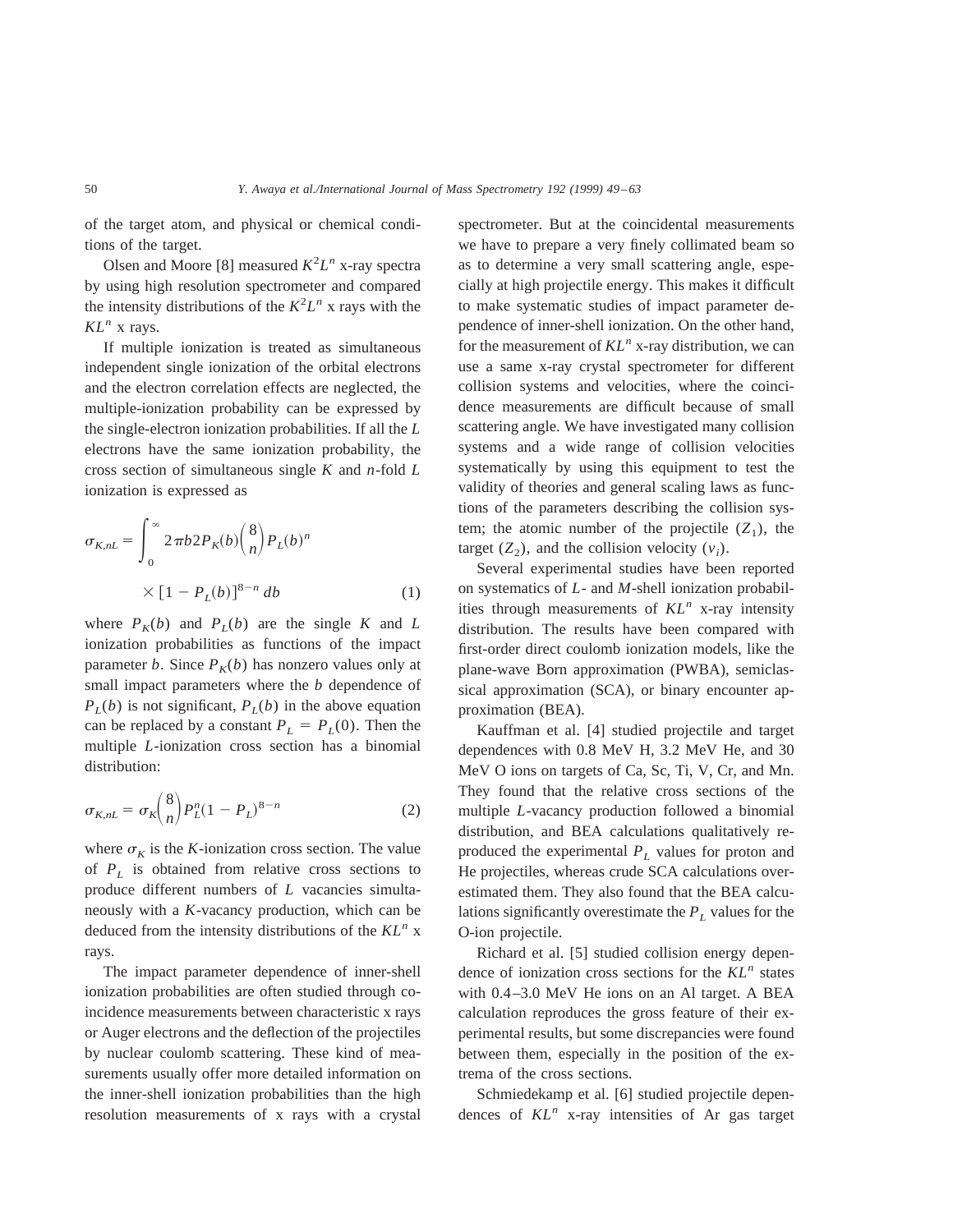of the target atom, and physical or chemical conditions of the target.

Olsen and Moore [8] measured $K^2L^n$ x-ray spectra by using high resolution spectrometer and compared the intensity distributions of the $K^2L^n$ x rays with the $KL^n$ x rays.

If multiple ionization is treated as simultaneous independent single ionization of the orbital electrons and the electron correlation effects are neglected, the multiple-ionization probability can be expressed by the single-electron ionization probabilities. If all the $L$ electrons have the same ionization probability, the cross section of simultaneous single $K$ and $n$-fold $L$ ionization is expressed as

$$\sigma_{K,nL} = \int_0^\infty 2\pi b 2 P_K(b) \binom{8}{n} P_L(b)^n \times [1 - P_L(b)]^{8-n} \, db \tag{1}$$

where $P_K(b)$ and $P_L(b)$ are the single $K$ and $L$ ionization probabilities as functions of the impact parameter $b$. Since $P_K(b)$ has nonzero values only at small impact parameters where the $b$ dependence of $P_L(b)$ is not significant, $P_L(b)$ in the above equation can be replaced by a constant $P_L = P_L(0)$. Then the multiple $L$-ionization cross section has a binomial distribution:

$$\sigma_{K,nL} = \sigma_K \binom{8}{n} P_L^n (1 - P_L)^{8-n} \tag{2}$$

where $\sigma_K$ is the $K$-ionization cross section. The value of $P_L$ is obtained from relative cross sections to produce different numbers of $L$ vacancies simultaneously with a $K$-vacancy production, which can be deduced from the intensity distributions of the $KL^n$ x rays.

The impact parameter dependence of inner-shell ionization probabilities are often studied through coincidence measurements between characteristic x rays or Auger electrons and the deflection of the projectiles by nuclear coulomb scattering. These kind of measurements usually offer more detailed information on the inner-shell ionization probabilities than the high resolution measurements of x rays with a crystal spectrometer. But at the coincidental measurements we have to prepare a very finely collimated beam so as to determine a very small scattering angle, especially at high projectile energy. This makes it difficult to make systematic studies of impact parameter dependence of inner-shell ionization. On the other hand, for the measurement of $KL^n$ x-ray distribution, we can use a same x-ray crystal spectrometer for different collision systems and velocities, where the coincidence measurements are difficult because of small scattering angle. We have investigated many collision systems and a wide range of collision velocities systematically by using this equipment to test the validity of theories and general scaling laws as functions of the parameters describing the collision system; the atomic number of the projectile ($Z_1$), the target ($Z_2$), and the collision velocity ($v_i$).

Several experimental studies have been reported on systematics of $L$- and $M$-shell ionization probabilities through measurements of $KL^n$ x-ray intensity distribution. The results have been compared with first-order direct coulomb ionization models, like the plane-wave Born approximation (PWBA), semiclassical approximation (SCA), or binary encounter approximation (BEA).

Kauffman et al. [4] studied projectile and target dependences with 0.8 MeV H, 3.2 MeV He, and 30 MeV O ions on targets of Ca, Sc, Ti, V, Cr, and Mn. They found that the relative cross sections of the multiple $L$-vacancy production followed a binomial distribution, and BEA calculations qualitatively reproduced the experimental $P_L$ values for proton and He projectiles, whereas crude SCA calculations overestimated them. They also found that the BEA calculations significantly overestimate the $P_L$ values for the O-ion projectile.

Richard et al. [5] studied collision energy dependence of ionization cross sections for the $KL^n$ states with 0.4–3.0 MeV He ions on an Al target. A BEA calculation reproduces the gross feature of their experimental results, but some discrepancies were found between them, especially in the position of the extrema of the cross sections.

Schmiedekamp et al. [6] studied projectile dependences of $KL^n$ x-ray intensities of Ar gas target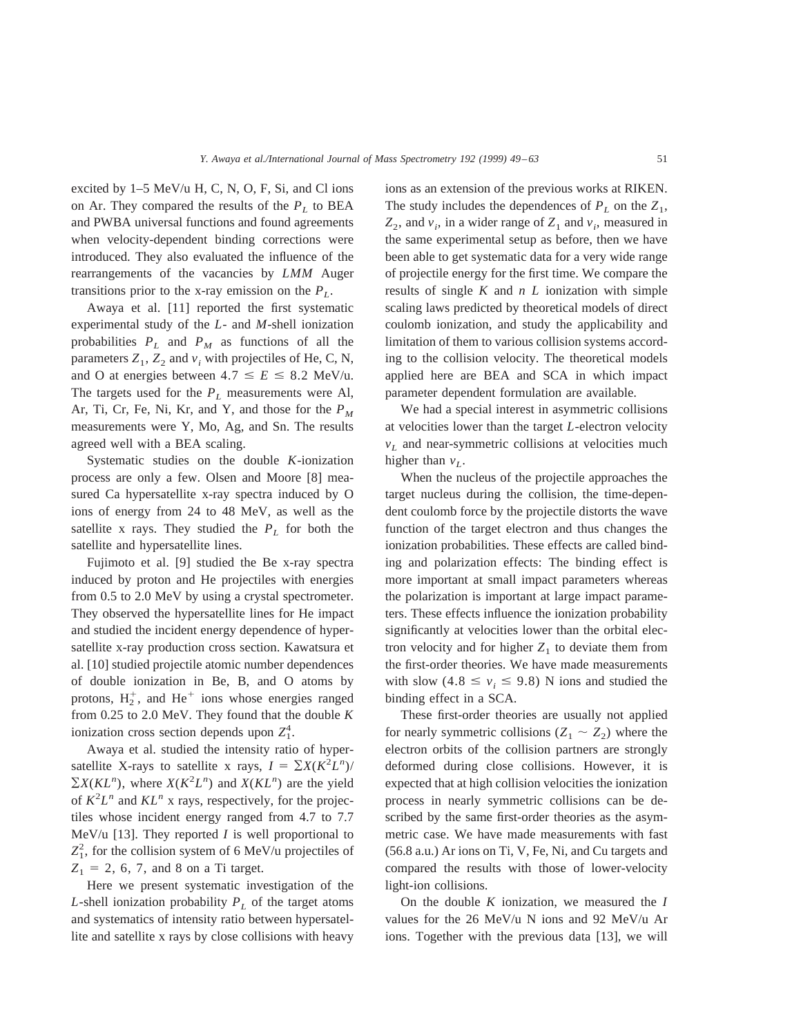excited by 1–5 MeV/u H, C, N, O, F, Si, and Cl ions on Ar. They compared the results of the $P_L$ to BEA and PWBA universal functions and found agreements when velocity-dependent binding corrections were introduced. They also evaluated the influence of the rearrangements of the vacancies by *LMM* Auger transitions prior to the x-ray emission on the $P_L$.

Awaya et al. [11] reported the first systematic experimental study of the *L*- and *M*-shell ionization probabilities $P_L$ and $P_M$ as functions of all the parameters $Z_1$, $Z_2$ and $v_i$ with projectiles of He, C, N, and O at energies between $4.7 \leq E \leq 8.2$ MeV/u. The targets used for the $P_L$ measurements were Al, Ar, Ti, Cr, Fe, Ni, Kr, and Y, and those for the $P_M$ measurements were Y, Mo, Ag, and Sn. The results agreed well with a BEA scaling.

Systematic studies on the double *K*-ionization process are only a few. Olsen and Moore [8] measured Ca hypersatellite x-ray spectra induced by O ions of energy from 24 to 48 MeV, as well as the satellite x rays. They studied the $P_L$ for both the satellite and hypersatellite lines.

Fujimoto et al. [9] studied the Be x-ray spectra induced by proton and He projectiles with energies from 0.5 to 2.0 MeV by using a crystal spectrometer. They observed the hypersatellite lines for He impact and studied the incident energy dependence of hypersatellite x-ray production cross section. Kawatsura et al. [10] studied projectile atomic number dependences of double ionization in Be, B, and O atoms by protons, $H_2^+$, and $He^+$ ions whose energies ranged from 0.25 to 2.0 MeV. They found that the double *K* ionization cross section depends upon $Z_1^4$.

Awaya et al. studied the intensity ratio of hypersatellite X-rays to satellite x rays, $I = \Sigma X(K^2L^n)/\Sigma X(KL^n)$, where $X(K^2L^n)$ and $X(KL^n)$ are the yield of $K^2L^n$ and $KL^n$ x rays, respectively, for the projectiles whose incident energy ranged from 4.7 to 7.7 MeV/u [13]. They reported $I$ is well proportional to $Z_1^2$, for the collision system of 6 MeV/u projectiles of $Z_1 = 2$, 6, 7, and 8 on a Ti target.

Here we present systematic investigation of the *L*-shell ionization probability $P_L$ of the target atoms and systematics of intensity ratio between hypersatellite and satellite x rays by close collisions with heavy ions as an extension of the previous works at RIKEN. The study includes the dependences of $P_L$ on the $Z_1$, $Z_2$, and $v_i$, in a wider range of $Z_1$ and $v_i$, measured in the same experimental setup as before, then we have been able to get systematic data for a very wide range of projectile energy for the first time. We compare the results of single *K* and *n L* ionization with simple scaling laws predicted by theoretical models of direct coulomb ionization, and study the applicability and limitation of them to various collision systems according to the collision velocity. The theoretical models applied here are BEA and SCA in which impact parameter dependent formulation are available.

We had a special interest in asymmetric collisions at velocities lower than the target *L*-electron velocity $v_L$ and near-symmetric collisions at velocities much higher than $v_L$.

When the nucleus of the projectile approaches the target nucleus during the collision, the time-dependent coulomb force by the projectile distorts the wave function of the target electron and thus changes the ionization probabilities. These effects are called binding and polarization effects: The binding effect is more important at small impact parameters whereas the polarization is important at large impact parameters. These effects influence the ionization probability significantly at velocities lower than the orbital electron velocity and for higher $Z_1$ to deviate them from the first-order theories. We have made measurements with slow ($4.8 \leq v_i \leq 9.8$) N ions and studied the binding effect in a SCA.

These first-order theories are usually not applied for nearly symmetric collisions ($Z_1 \sim Z_2$) where the electron orbits of the collision partners are strongly deformed during close collisions. However, it is expected that at high collision velocities the ionization process in nearly symmetric collisions can be described by the same first-order theories as the asymmetric case. We have made measurements with fast (56.8 a.u.) Ar ions on Ti, V, Fe, Ni, and Cu targets and compared the results with those of lower-velocity light-ion collisions.

On the double *K* ionization, we measured the $I$ values for the 26 MeV/u N ions and 92 MeV/u Ar ions. Together with the previous data [13], we will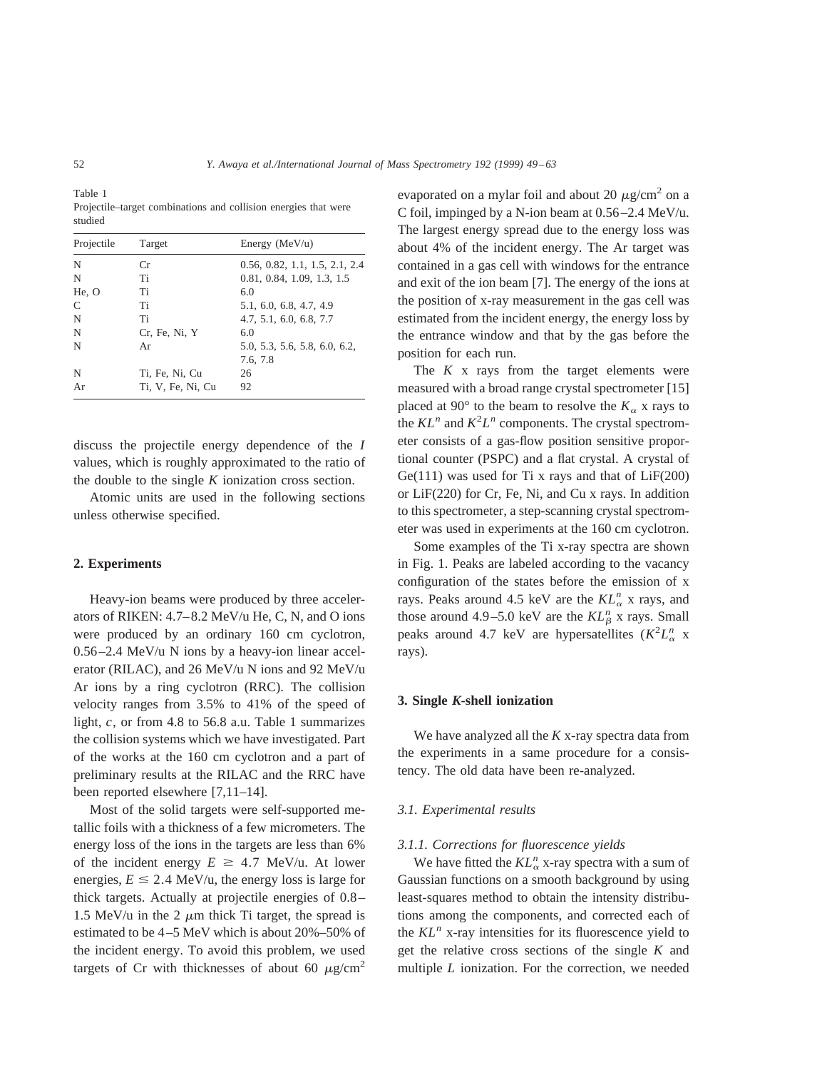Table 1
Projectile–target combinations and collision energies that were studied

| Projectile | Target | Energy (MeV/u) |
|---|---|---|
| N | Cr | 0.56, 0.82, 1.1, 1.5, 2.1, 2.4 |
| N | Ti | 0.81, 0.84, 1.09, 1.3, 1.5 |
| He, O | Ti | 6.0 |
| C | Ti | 5.1, 6.0, 6.8, 4.7, 4.9 |
| N | Ti | 4.7, 5.1, 6.0, 6.8, 7.7 |
| N | Cr, Fe, Ni, Y | 6.0 |
| N | Ar | 5.0, 5.3, 5.6, 5.8, 6.0, 6.2, 7.6, 7.8 |
| N | Ti, Fe, Ni, Cu | 26 |
| Ar | Ti, V, Fe, Ni, Cu | 92 |

discuss the projectile energy dependence of the *I* values, which is roughly approximated to the ratio of the double to the single *K* ionization cross section.

Atomic units are used in the following sections unless otherwise specified.

## 2. Experiments

Heavy-ion beams were produced by three accelerators of RIKEN: 4.7–8.2 MeV/u He, C, N, and O ions were produced by an ordinary 160 cm cyclotron, 0.56–2.4 MeV/u N ions by a heavy-ion linear accelerator (RILAC), and 26 MeV/u N ions and 92 MeV/u Ar ions by a ring cyclotron (RRC). The collision velocity ranges from 3.5% to 41% of the speed of light, *c*, or from 4.8 to 56.8 a.u. Table 1 summarizes the collision systems which we have investigated. Part of the works at the 160 cm cyclotron and a part of preliminary results at the RILAC and the RRC have been reported elsewhere [7,11–14].

Most of the solid targets were self-supported metallic foils with a thickness of a few micrometers. The energy loss of the ions in the targets are less than 6% of the incident energy $E \geq 4.7$ MeV/u. At lower energies, $E \leq 2.4$ MeV/u, the energy loss is large for thick targets. Actually at projectile energies of 0.8–1.5 MeV/u in the 2 $\mu$m thick Ti target, the spread is estimated to be 4–5 MeV which is about 20%–50% of the incident energy. To avoid this problem, we used targets of Cr with thicknesses of about 60 $\mu$g/cm$^2$ evaporated on a mylar foil and about 20 $\mu$g/cm$^2$ on a C foil, impinged by a N-ion beam at 0.56–2.4 MeV/u. The largest energy spread due to the energy loss was about 4% of the incident energy. The Ar target was contained in a gas cell with windows for the entrance and exit of the ion beam [7]. The energy of the ions at the position of x-ray measurement in the gas cell was estimated from the incident energy, the energy loss by the entrance window and that by the gas before the position for each run.

The *K* x rays from the target elements were measured with a broad range crystal spectrometer [15] placed at 90° to the beam to resolve the $K_\alpha$ x rays to the $KL^n$ and $K^2L^n$ components. The crystal spectrometer consists of a gas-flow position sensitive proportional counter (PSPC) and a flat crystal. A crystal of Ge(111) was used for Ti x rays and that of LiF(200) or LiF(220) for Cr, Fe, Ni, and Cu x rays. In addition to this spectrometer, a step-scanning crystal spectrometer was used in experiments at the 160 cm cyclotron.

Some examples of the Ti x-ray spectra are shown in Fig. 1. Peaks are labeled according to the vacancy configuration of the states before the emission of x rays. Peaks around 4.5 keV are the $KL_\alpha^n$ x rays, and those around 4.9–5.0 keV are the $KL_\beta^n$ x rays. Small peaks around 4.7 keV are hypersatellites ($K^2L_\alpha^n$ x rays).

## 3. Single *K*-shell ionization

We have analyzed all the *K* x-ray spectra data from the experiments in a same procedure for a consistency. The old data have been re-analyzed.

### *3.1. Experimental results*

#### *3.1.1. Corrections for fluorescence yields*

We have fitted the $KL_\alpha^n$ x-ray spectra with a sum of Gaussian functions on a smooth background by using least-squares method to obtain the intensity distributions among the components, and corrected each of the $KL^n$ x-ray intensities for its fluorescence yield to get the relative cross sections of the single *K* and multiple *L* ionization. For the correction, we needed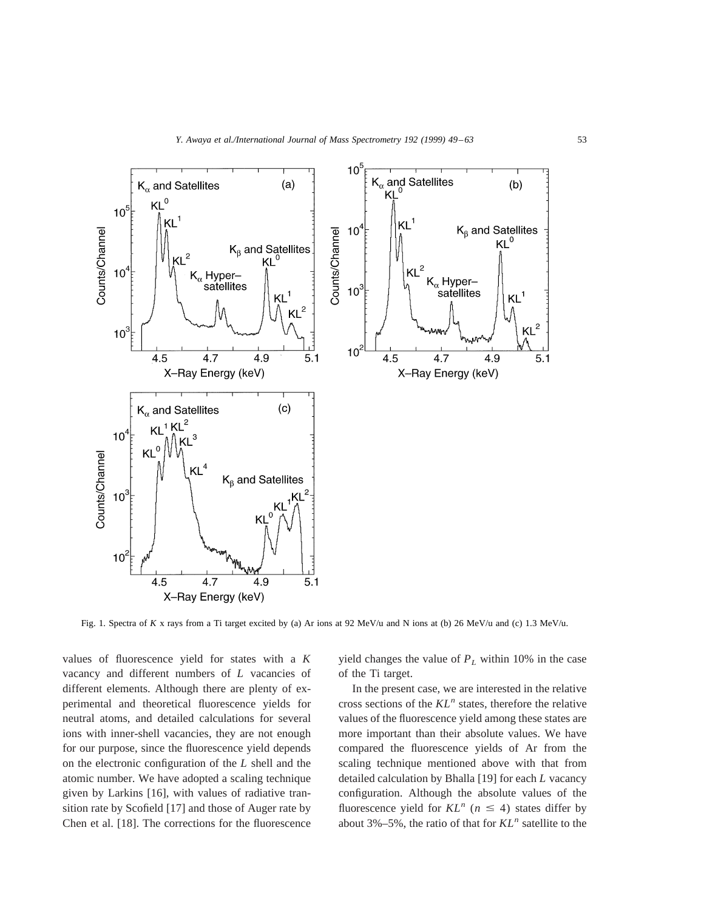Fig. 1. Spectra of $K$ x rays from a Ti target excited by (a) Ar ions at 92 MeV/u and N ions at (b) 26 MeV/u and (c) 1.3 MeV/u.

values of fluorescence yield for states with a $K$ vacancy and different numbers of $L$ vacancies of different elements. Although there are plenty of experimental and theoretical fluorescence yields for neutral atoms, and detailed calculations for several ions with inner-shell vacancies, they are not enough for our purpose, since the fluorescence yield depends on the electronic configuration of the $L$ shell and the atomic number. We have adopted a scaling technique given by Larkins [16], with values of radiative transition rate by Scofield [17] and those of Auger rate by Chen et al. [18]. The corrections for the fluorescence yield changes the value of $P_L$ within 10% in the case of the Ti target.

In the present case, we are interested in the relative cross sections of the $KL^n$ states, therefore the relative values of the fluorescence yield among these states are more important than their absolute values. We have compared the fluorescence yields of Ar from the scaling technique mentioned above with that from detailed calculation by Bhalla [19] for each $L$ vacancy configuration. Although the absolute values of the fluorescence yield for $KL^n$ ($n \leq 4$) states differ by about 3%–5%, the ratio of that for $KL^n$ satellite to the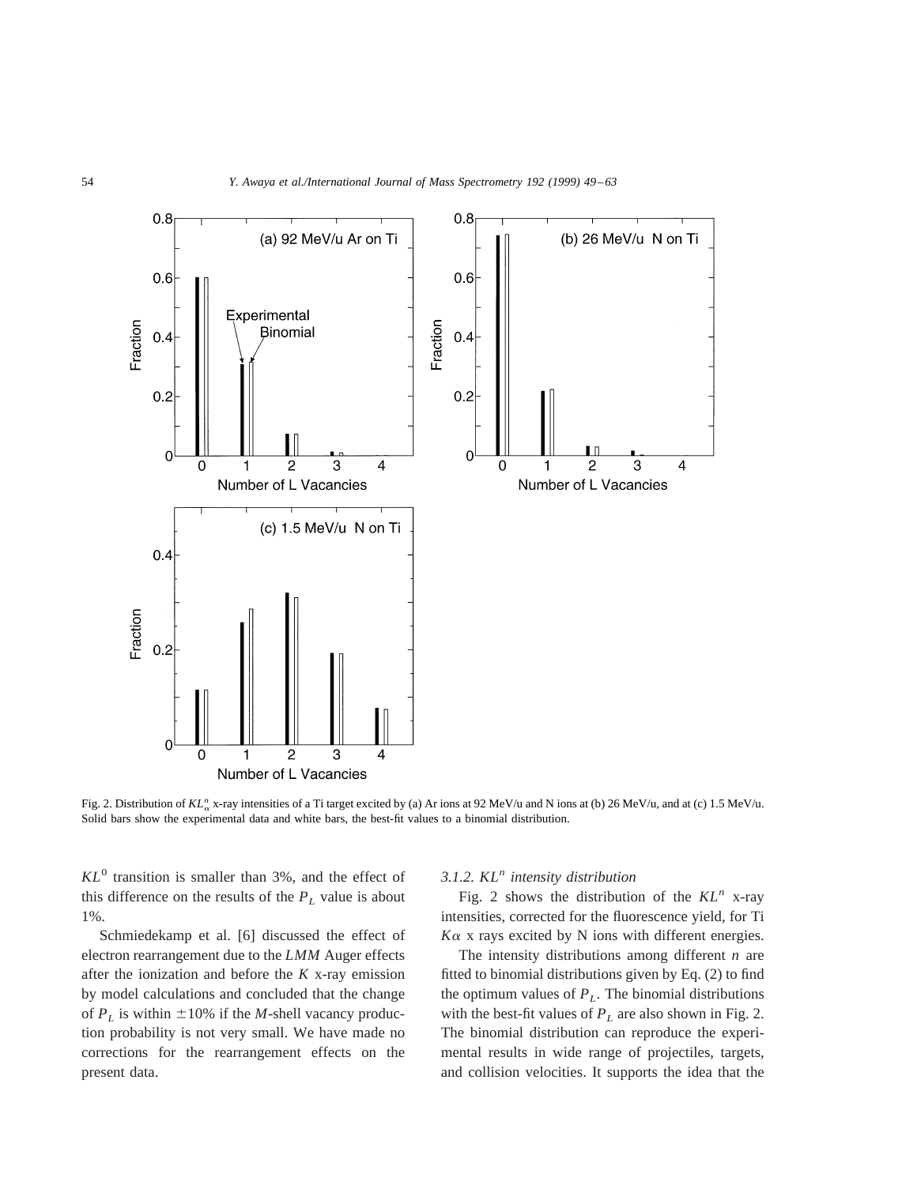Fig. 2. Distribution of $KL_{\alpha}^{n}$ x-ray intensities of a Ti target excited by (a) Ar ions at 92 MeV/u and N ions at (b) 26 MeV/u, and at (c) 1.5 MeV/u. Solid bars show the experimental data and white bars, the best-fit values to a binomial distribution.

$KL^0$ transition is smaller than 3%, and the effect of this difference on the results of the $P_L$ value is about 1%.

Schmiedekamp et al. [6] discussed the effect of electron rearrangement due to the *LMM* Auger effects after the ionization and before the *K* x-ray emission by model calculations and concluded that the change of $P_L$ is within $\pm 10\%$ if the *M*-shell vacancy production probability is not very small. We have made no corrections for the rearrangement effects on the present data.

#### 3.1.2. $KL^n$ intensity distribution

Fig. 2 shows the distribution of the $KL^n$ x-ray intensities, corrected for the fluorescence yield, for Ti $K\alpha$ x rays excited by N ions with different energies.

The intensity distributions among different *n* are fitted to binomial distributions given by Eq. (2) to find the optimum values of $P_L$. The binomial distributions with the best-fit values of $P_L$ are also shown in Fig. 2. The binomial distribution can reproduce the experimental results in wide range of projectiles, targets, and collision velocities. It supports the idea that the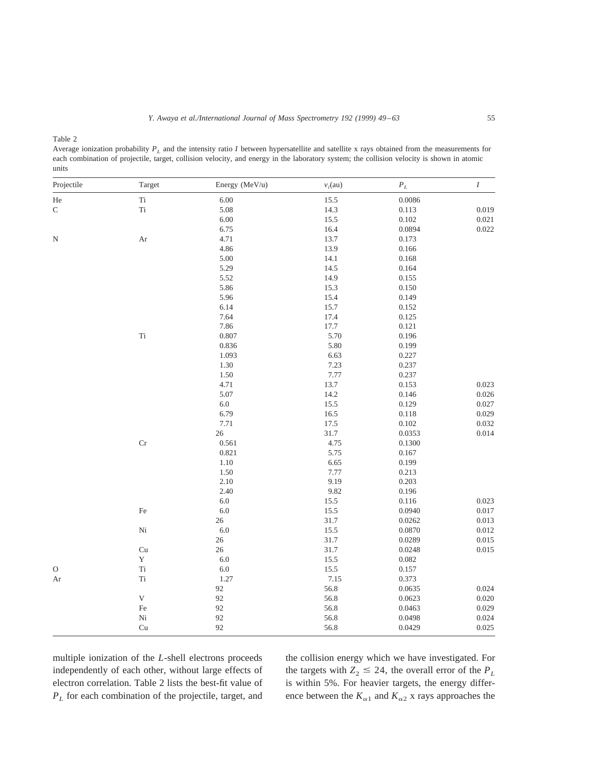Table 2
Average ionization probability $P_L$ and the intensity ratio $I$ between hypersatellite and satellite x rays obtained from the measurements for each combination of projectile, target, collision velocity, and energy in the laboratory system; the collision velocity is shown in atomic units

| Projectile | Target | Energy (MeV/u) | $v_i$(au) | $P_L$ | $I$ |
|---|---|---|---|---|---|
| He | Ti | 6.00 | 15.5 | 0.0086 | |
| C | Ti | 5.08 | 14.3 | 0.113 | 0.019 |
| | | 6.00 | 15.5 | 0.102 | 0.021 |
| | | 6.75 | 16.4 | 0.0894 | 0.022 |
| N | Ar | 4.71 | 13.7 | 0.173 | |
| | | 4.86 | 13.9 | 0.166 | |
| | | 5.00 | 14.1 | 0.168 | |
| | | 5.29 | 14.5 | 0.164 | |
| | | 5.52 | 14.9 | 0.155 | |
| | | 5.86 | 15.3 | 0.150 | |
| | | 5.96 | 15.4 | 0.149 | |
| | | 6.14 | 15.7 | 0.152 | |
| | | 7.64 | 17.4 | 0.125 | |
| | | 7.86 | 17.7 | 0.121 | |
| | Ti | 0.807 | 5.70 | 0.196 | |
| | | 0.836 | 5.80 | 0.199 | |
| | | 1.093 | 6.63 | 0.227 | |
| | | 1.30 | 7.23 | 0.237 | |
| | | 1.50 | 7.77 | 0.237 | |
| | | 4.71 | 13.7 | 0.153 | 0.023 |
| | | 5.07 | 14.2 | 0.146 | 0.026 |
| | | 6.0 | 15.5 | 0.129 | 0.027 |
| | | 6.79 | 16.5 | 0.118 | 0.029 |
| | | 7.71 | 17.5 | 0.102 | 0.032 |
| | | 26 | 31.7 | 0.0353 | 0.014 |
| | Cr | 0.561 | 4.75 | 0.1300 | |
| | | 0.821 | 5.75 | 0.167 | |
| | | 1.10 | 6.65 | 0.199 | |
| | | 1.50 | 7.77 | 0.213 | |
| | | 2.10 | 9.19 | 0.203 | |
| | | 2.40 | 9.82 | 0.196 | |
| | | 6.0 | 15.5 | 0.116 | 0.023 |
| | Fe | 6.0 | 15.5 | 0.0940 | 0.017 |
| | | 26 | 31.7 | 0.0262 | 0.013 |
| | Ni | 6.0 | 15.5 | 0.0870 | 0.012 |
| | | 26 | 31.7 | 0.0289 | 0.015 |
| | Cu | 26 | 31.7 | 0.0248 | 0.015 |
| | Y | 6.0 | 15.5 | 0.082 | |
| O | Ti | 6.0 | 15.5 | 0.157 | |
| Ar | Ti | 1.27 | 7.15 | 0.373 | |
| | | 92 | 56.8 | 0.0635 | 0.024 |
| | V | 92 | 56.8 | 0.0623 | 0.020 |
| | Fe | 92 | 56.8 | 0.0463 | 0.029 |
| | Ni | 92 | 56.8 | 0.0498 | 0.024 |
| | Cu | 92 | 56.8 | 0.0429 | 0.025 |

multiple ionization of the $L$-shell electrons proceeds independently of each other, without large effects of electron correlation. Table 2 lists the best-fit value of $P_L$ for each combination of the projectile, target, and the collision energy which we have investigated. For the targets with $Z_2 \leq 24$, the overall error of the $P_L$ is within 5%. For heavier targets, the energy difference between the $K_{\alpha 1}$ and $K_{\alpha 2}$ x rays approaches the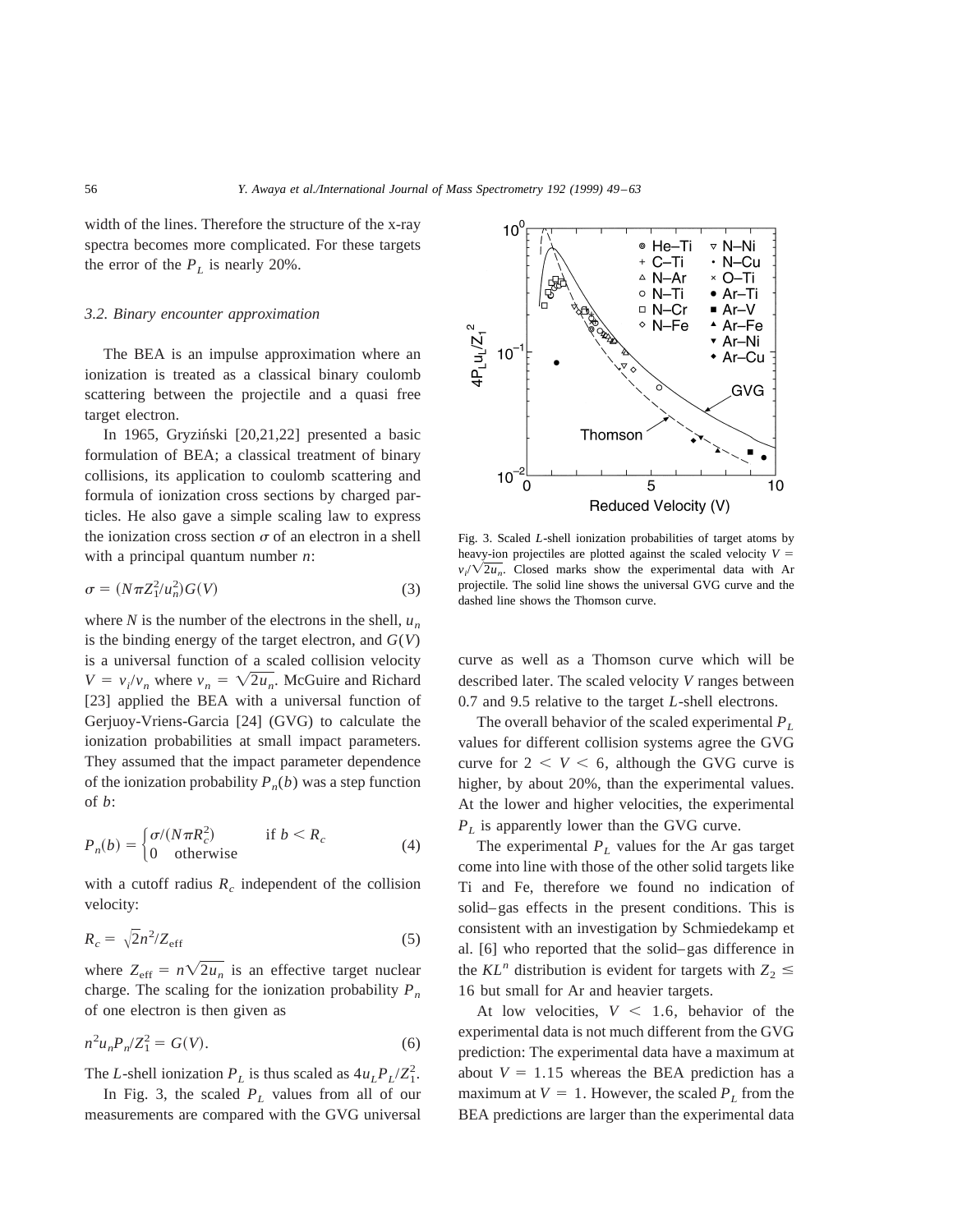width of the lines. Therefore the structure of the x-ray spectra becomes more complicated. For these targets the error of the $P_L$ is nearly 20%.

### 3.2. Binary encounter approximation

The BEA is an impulse approximation where an ionization is treated as a classical binary coulomb scattering between the projectile and a quasi free target electron.

In 1965, Gryziński [20,21,22] presented a basic formulation of BEA; a classical treatment of binary collisions, its application to coulomb scattering and formula of ionization cross sections by charged particles. He also gave a simple scaling law to express the ionization cross section $\sigma$ of an electron in a shell with a principal quantum number $n$:

$$\sigma = (N\pi Z_1^2/u_n^2)G(V) \tag{3}$$

where $N$ is the number of the electrons in the shell, $u_n$ is the binding energy of the target electron, and $G(V)$ is a universal function of a scaled collision velocity $V = v_i/v_n$ where $v_n = \sqrt{2u_n}$. McGuire and Richard [23] applied the BEA with a universal function of Gerjuoy-Vriens-Garcia [24] (GVG) to calculate the ionization probabilities at small impact parameters. They assumed that the impact parameter dependence of the ionization probability $P_n(b)$ was a step function of $b$:

$$P_n(b) = \begin{cases} \sigma/(N\pi R_c^2) & \text{if } b < R_c \\ 0 & \text{otherwise} \end{cases} \tag{4}$$

with a cutoff radius $R_c$ independent of the collision velocity:

$$R_c = \sqrt{2}n^2/Z_{\text{eff}} \tag{5}$$

where $Z_{\text{eff}} = n\sqrt{2u_n}$ is an effective target nuclear charge. The scaling for the ionization probability $P_n$ of one electron is then given as

$$n^2 u_n P_n/Z_1^2 = G(V). \tag{6}$$

The $L$-shell ionization $P_L$ is thus scaled as $4u_L P_L/Z_1^2$.

In Fig. 3, the scaled $P_L$ values from all of our measurements are compared with the GVG universal curve as well as a Thomson curve which will be described later. The scaled velocity $V$ ranges between 0.7 and 9.5 relative to the target $L$-shell electrons.

Fig. 3. Scaled $L$-shell ionization probabilities of target atoms by heavy-ion projectiles are plotted against the scaled velocity $V = v_i/\sqrt{2u_n}$. Closed marks show the experimental data with Ar projectile. The solid line shows the universal GVG curve and the dashed line shows the Thomson curve.

The overall behavior of the scaled experimental $P_L$ values for different collision systems agree the GVG curve for $2 < V < 6$, although the GVG curve is higher, by about 20%, than the experimental values. At the lower and higher velocities, the experimental $P_L$ is apparently lower than the GVG curve.

The experimental $P_L$ values for the Ar gas target come into line with those of the other solid targets like Ti and Fe, therefore we found no indication of solid–gas effects in the present conditions. This is consistent with an investigation by Schmiedekamp et al. [6] who reported that the solid–gas difference in the $KL^n$ distribution is evident for targets with $Z_2 \leq 16$ but small for Ar and heavier targets.

At low velocities, $V < 1.6$, behavior of the experimental data is not much different from the GVG prediction: The experimental data have a maximum at about $V = 1.15$ whereas the BEA prediction has a maximum at $V = 1$. However, the scaled $P_L$ from the BEA predictions are larger than the experimental data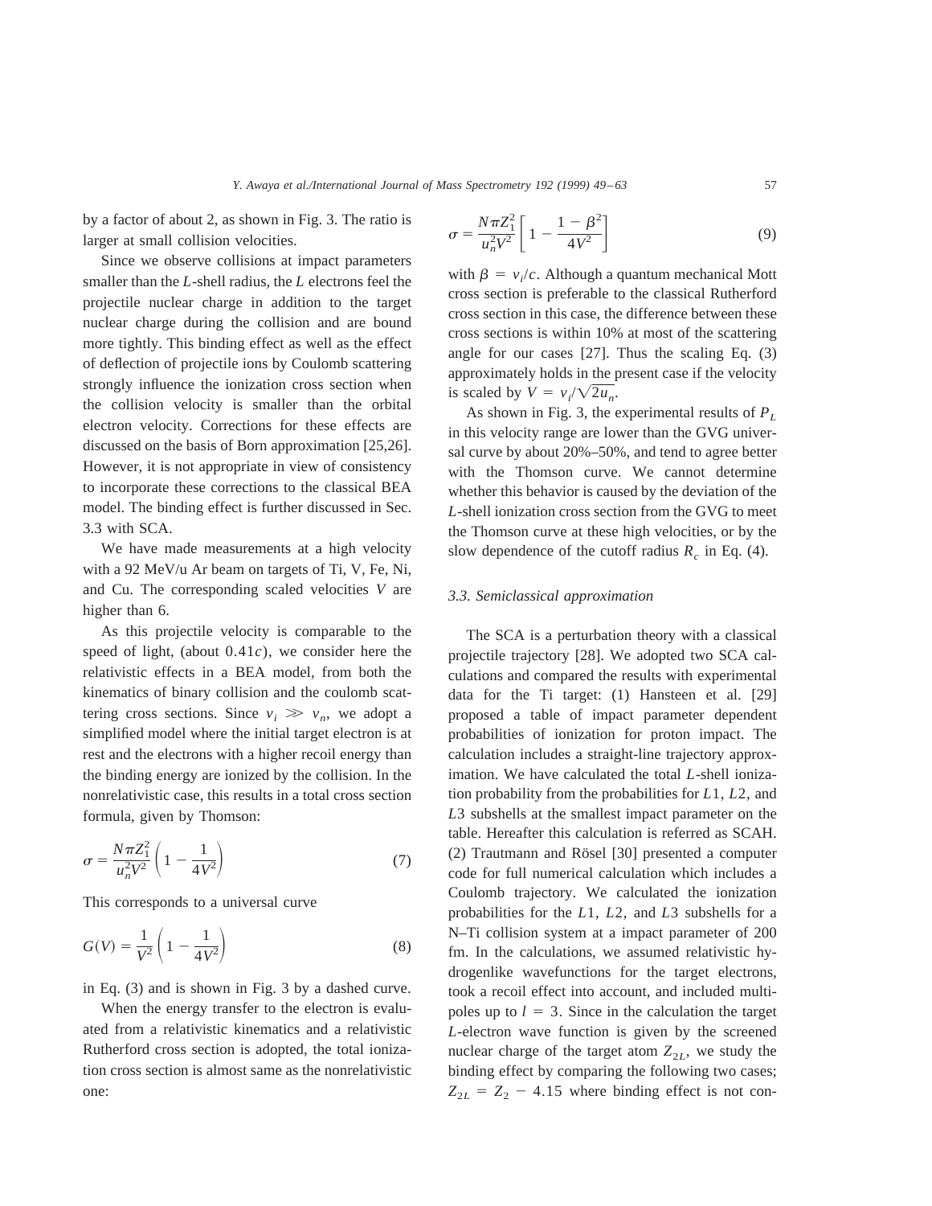by a factor of about 2, as shown in Fig. 3. The ratio is larger at small collision velocities.

Since we observe collisions at impact parameters smaller than the $L$-shell radius, the $L$ electrons feel the projectile nuclear charge in addition to the target nuclear charge during the collision and are bound more tightly. This binding effect as well as the effect of deflection of projectile ions by Coulomb scattering strongly influence the ionization cross section when the collision velocity is smaller than the orbital electron velocity. Corrections for these effects are discussed on the basis of Born approximation [25,26]. However, it is not appropriate in view of consistency to incorporate these corrections to the classical BEA model. The binding effect is further discussed in Sec. 3.3 with SCA.

We have made measurements at a high velocity with a 92 MeV/u Ar beam on targets of Ti, V, Fe, Ni, and Cu. The corresponding scaled velocities $V$ are higher than 6.

As this projectile velocity is comparable to the speed of light, (about $0.41c$), we consider here the relativistic effects in a BEA model, from both the kinematics of binary collision and the coulomb scattering cross sections. Since $v_i \gg v_n$, we adopt a simplified model where the initial target electron is at rest and the electrons with a higher recoil energy than the binding energy are ionized by the collision. In the nonrelativistic case, this results in a total cross section formula, given by Thomson:

$$\sigma = \frac{N\pi Z_1^2}{u_n^2 V^2}\left(1 - \frac{1}{4V^2}\right) \tag{7}$$

This corresponds to a universal curve

$$G(V) = \frac{1}{V^2}\left(1 - \frac{1}{4V^2}\right) \tag{8}$$

in Eq. (3) and is shown in Fig. 3 by a dashed curve.

When the energy transfer to the electron is evaluated from a relativistic kinematics and a relativistic Rutherford cross section is adopted, the total ionization cross section is almost same as the nonrelativistic one:

$$\sigma = \frac{N\pi Z_1^2}{u_n^2 V^2}\left[1 - \frac{1-\beta^2}{4V^2}\right] \tag{9}$$

with $\beta = v_i/c$. Although a quantum mechanical Mott cross section is preferable to the classical Rutherford cross section in this case, the difference between these cross sections is within 10% at most of the scattering angle for our cases [27]. Thus the scaling Eq. (3) approximately holds in the present case if the velocity is scaled by $V = v_i/\sqrt{2u_n}$.

As shown in Fig. 3, the experimental results of $P_L$ in this velocity range are lower than the GVG universal curve by about 20%–50%, and tend to agree better with the Thomson curve. We cannot determine whether this behavior is caused by the deviation of the $L$-shell ionization cross section from the GVG to meet the Thomson curve at these high velocities, or by the slow dependence of the cutoff radius $R_c$ in Eq. (4).

### 3.3. Semiclassical approximation

The SCA is a perturbation theory with a classical projectile trajectory [28]. We adopted two SCA calculations and compared the results with experimental data for the Ti target: (1) Hansteen et al. [29] proposed a table of impact parameter dependent probabilities of ionization for proton impact. The calculation includes a straight-line trajectory approximation. We have calculated the total $L$-shell ionization probability from the probabilities for $L1$, $L2$, and $L3$ subshells at the smallest impact parameter on the table. Hereafter this calculation is referred as SCAH. (2) Trautmann and Rösel [30] presented a computer code for full numerical calculation which includes a Coulomb trajectory. We calculated the ionization probabilities for the $L1$, $L2$, and $L3$ subshells for a N–Ti collision system at a impact parameter of 200 fm. In the calculations, we assumed relativistic hydrogenlike wavefunctions for the target electrons, took a recoil effect into account, and included multipoles up to $l = 3$. Since in the calculation the target $L$-electron wave function is given by the screened nuclear charge of the target atom $Z_{2L}$, we study the binding effect by comparing the following two cases; $Z_{2L} = Z_2 - 4.15$ where binding effect is not con-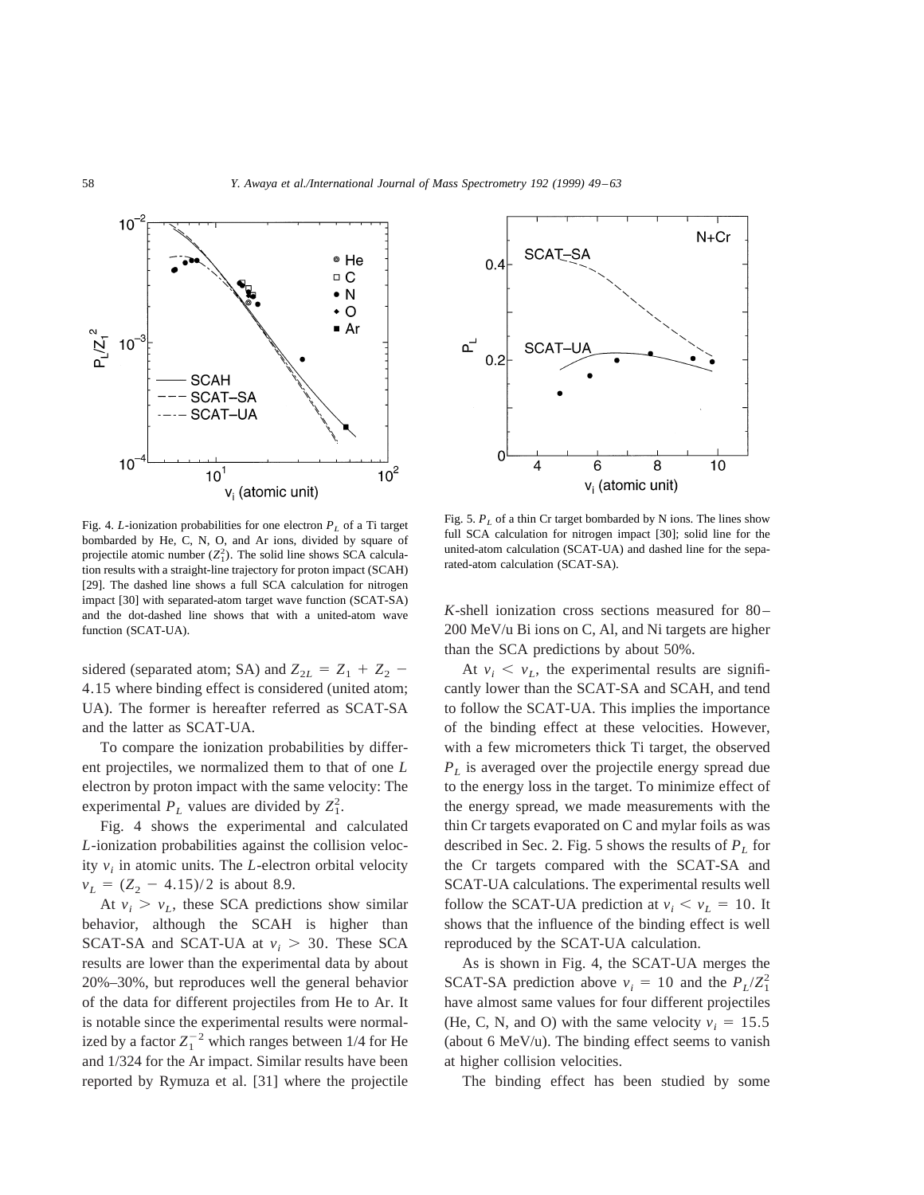Fig. 4. *L*-ionization probabilities for one electron $P_L$ of a Ti target bombarded by He, C, N, O, and Ar ions, divided by square of projectile atomic number ($Z_1^2$). The solid line shows SCA calculation results with a straight-line trajectory for proton impact (SCAH) [29]. The dashed line shows a full SCA calculation for nitrogen impact [30] with separated-atom target wave function (SCAT-SA) and the dot-dashed line shows that with a united-atom wave function (SCAT-UA).

Fig. 5. $P_L$ of a thin Cr target bombarded by N ions. The lines show full SCA calculation for nitrogen impact [30]; solid line for the united-atom calculation (SCAT-UA) and dashed line for the separated-atom calculation (SCAT-SA).

sidered (separated atom; SA) and $Z_{2L} = Z_1 + Z_2 - 4.15$ where binding effect is considered (united atom; UA). The former is hereafter referred as SCAT-SA and the latter as SCAT-UA.

To compare the ionization probabilities by different projectiles, we normalized them to that of one *L* electron by proton impact with the same velocity: The experimental $P_L$ values are divided by $Z_1^2$.

Fig. 4 shows the experimental and calculated *L*-ionization probabilities against the collision velocity $v_i$ in atomic units. The *L*-electron orbital velocity $v_L = (Z_2 - 4.15)/2$ is about 8.9.

At $v_i > v_L$, these SCA predictions show similar behavior, although the SCAH is higher than SCAT-SA and SCAT-UA at $v_i > 30$. These SCA results are lower than the experimental data by about 20%–30%, but reproduces well the general behavior of the data for different projectiles from He to Ar. It is notable since the experimental results were normalized by a factor $Z_1^{-2}$ which ranges between 1/4 for He and 1/324 for the Ar impact. Similar results have been reported by Rymuza et al. [31] where the projectile *K*-shell ionization cross sections measured for 80–200 MeV/u Bi ions on C, Al, and Ni targets are higher than the SCA predictions by about 50%.

At $v_i < v_L$, the experimental results are significantly lower than the SCAT-SA and SCAH, and tend to follow the SCAT-UA. This implies the importance of the binding effect at these velocities. However, with a few micrometers thick Ti target, the observed $P_L$ is averaged over the projectile energy spread due to the energy loss in the target. To minimize effect of the energy spread, we made measurements with the thin Cr targets evaporated on C and mylar foils as was described in Sec. 2. Fig. 5 shows the results of $P_L$ for the Cr targets compared with the SCAT-SA and SCAT-UA calculations. The experimental results well follow the SCAT-UA prediction at $v_i < v_L = 10$. It shows that the influence of the binding effect is well reproduced by the SCAT-UA calculation.

As is shown in Fig. 4, the SCAT-UA merges the SCAT-SA prediction above $v_i = 10$ and the $P_L/Z_1^2$ have almost same values for four different projectiles (He, C, N, and O) with the same velocity $v_i = 15.5$ (about 6 MeV/u). The binding effect seems to vanish at higher collision velocities.

The binding effect has been studied by some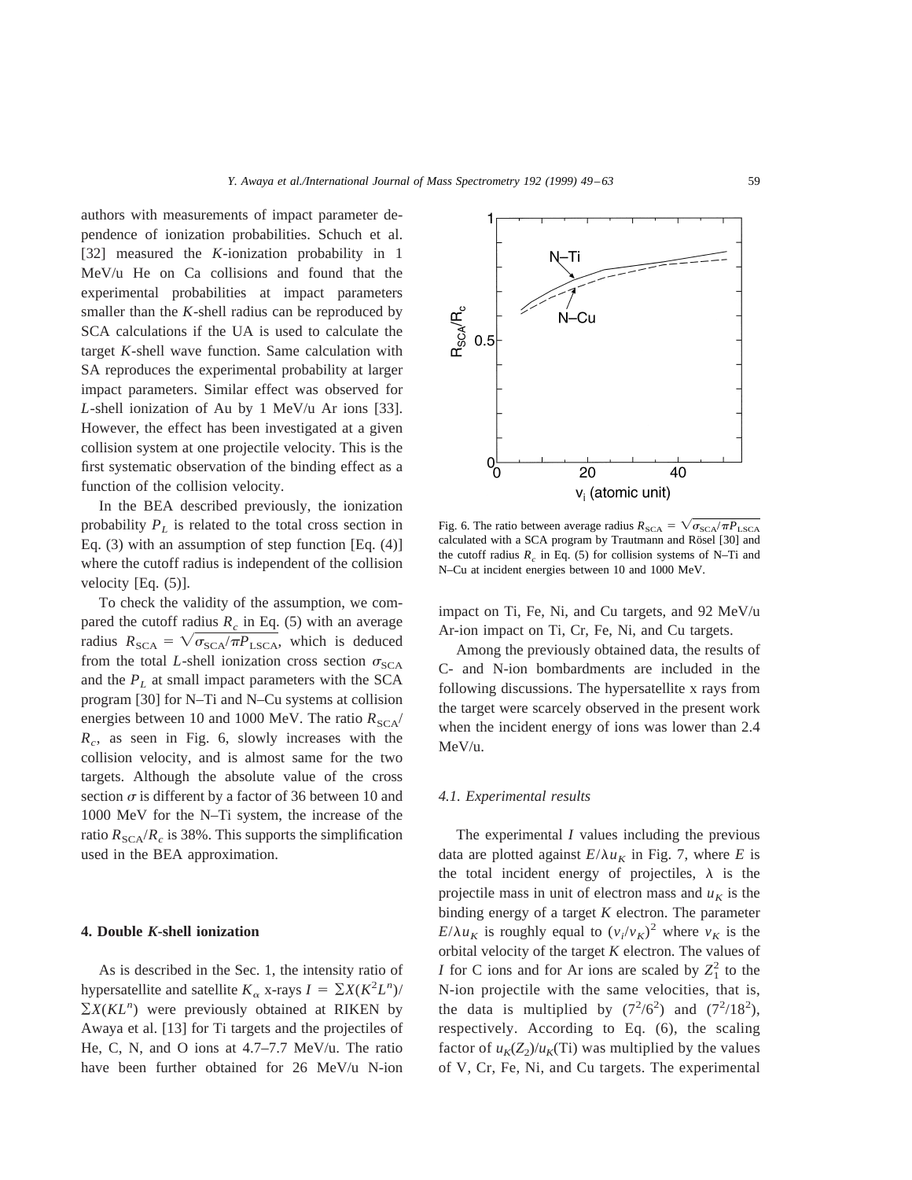authors with measurements of impact parameter dependence of ionization probabilities. Schuch et al. [32] measured the $K$-ionization probability in 1 MeV/u He on Ca collisions and found that the experimental probabilities at impact parameters smaller than the $K$-shell radius can be reproduced by SCA calculations if the UA is used to calculate the target $K$-shell wave function. Same calculation with SA reproduces the experimental probability at larger impact parameters. Similar effect was observed for $L$-shell ionization of Au by 1 MeV/u Ar ions [33]. However, the effect has been investigated at a given collision system at one projectile velocity. This is the first systematic observation of the binding effect as a function of the collision velocity.

In the BEA described previously, the ionization probability $P_L$ is related to the total cross section in Eq. (3) with an assumption of step function [Eq. (4)] where the cutoff radius is independent of the collision velocity [Eq. (5)].

To check the validity of the assumption, we compared the cutoff radius $R_c$ in Eq. (5) with an average radius $R_{\mathrm{SCA}} = \sqrt{\sigma_{\mathrm{SCA}}/\pi P_{\mathrm{LSCA}}}$, which is deduced from the total $L$-shell ionization cross section $\sigma_{\mathrm{SCA}}$ and the $P_L$ at small impact parameters with the SCA program [30] for N–Ti and N–Cu systems at collision energies between 10 and 1000 MeV. The ratio $R_{\mathrm{SCA}}/R_c$, as seen in Fig. 6, slowly increases with the collision velocity, and is almost same for the two targets. Although the absolute value of the cross section $\sigma$ is different by a factor of 36 between 10 and 1000 MeV for the N–Ti system, the increase of the ratio $R_{\mathrm{SCA}}/R_c$ is 38%. This supports the simplification used in the BEA approximation.

Fig. 6. The ratio between average radius $R_{\mathrm{SCA}} = \sqrt{\sigma_{\mathrm{SCA}}/\pi P_{\mathrm{LSCA}}}$ calculated with a SCA program by Trautmann and Rösel [30] and the cutoff radius $R_c$ in Eq. (5) for collision systems of N–Ti and N–Cu at incident energies between 10 and 1000 MeV.

## 4. Double $K$-shell ionization

As is described in the Sec. 1, the intensity ratio of hypersatellite and satellite $K_\alpha$ x-rays $I = \sum X(K^2L^n)/\sum X(KL^n)$ were previously obtained at RIKEN by Awaya et al. [13] for Ti targets and the projectiles of He, C, N, and O ions at 4.7–7.7 MeV/u. The ratio have been further obtained for 26 MeV/u N-ion impact on Ti, Fe, Ni, and Cu targets, and 92 MeV/u Ar-ion impact on Ti, Cr, Fe, Ni, and Cu targets.

Among the previously obtained data, the results of C- and N-ion bombardments are included in the following discussions. The hypersatellite x rays from the target were scarcely observed in the present work when the incident energy of ions was lower than 2.4 MeV/u.

### 4.1. Experimental results

The experimental $I$ values including the previous data are plotted against $E/\lambda u_K$ in Fig. 7, where $E$ is the total incident energy of projectiles, $\lambda$ is the projectile mass in unit of electron mass and $u_K$ is the binding energy of a target $K$ electron. The parameter $E/\lambda u_K$ is roughly equal to $(v_i/v_K)^2$ where $v_K$ is the orbital velocity of the target $K$ electron. The values of $I$ for C ions and for Ar ions are scaled by $Z_1^2$ to the N-ion projectile with the same velocities, that is, the data is multiplied by $(7^2/6^2)$ and $(7^2/18^2)$, respectively. According to Eq. (6), the scaling factor of $u_K(Z_2)/u_K(\mathrm{Ti})$ was multiplied by the values of V, Cr, Fe, Ni, and Cu targets. The experimental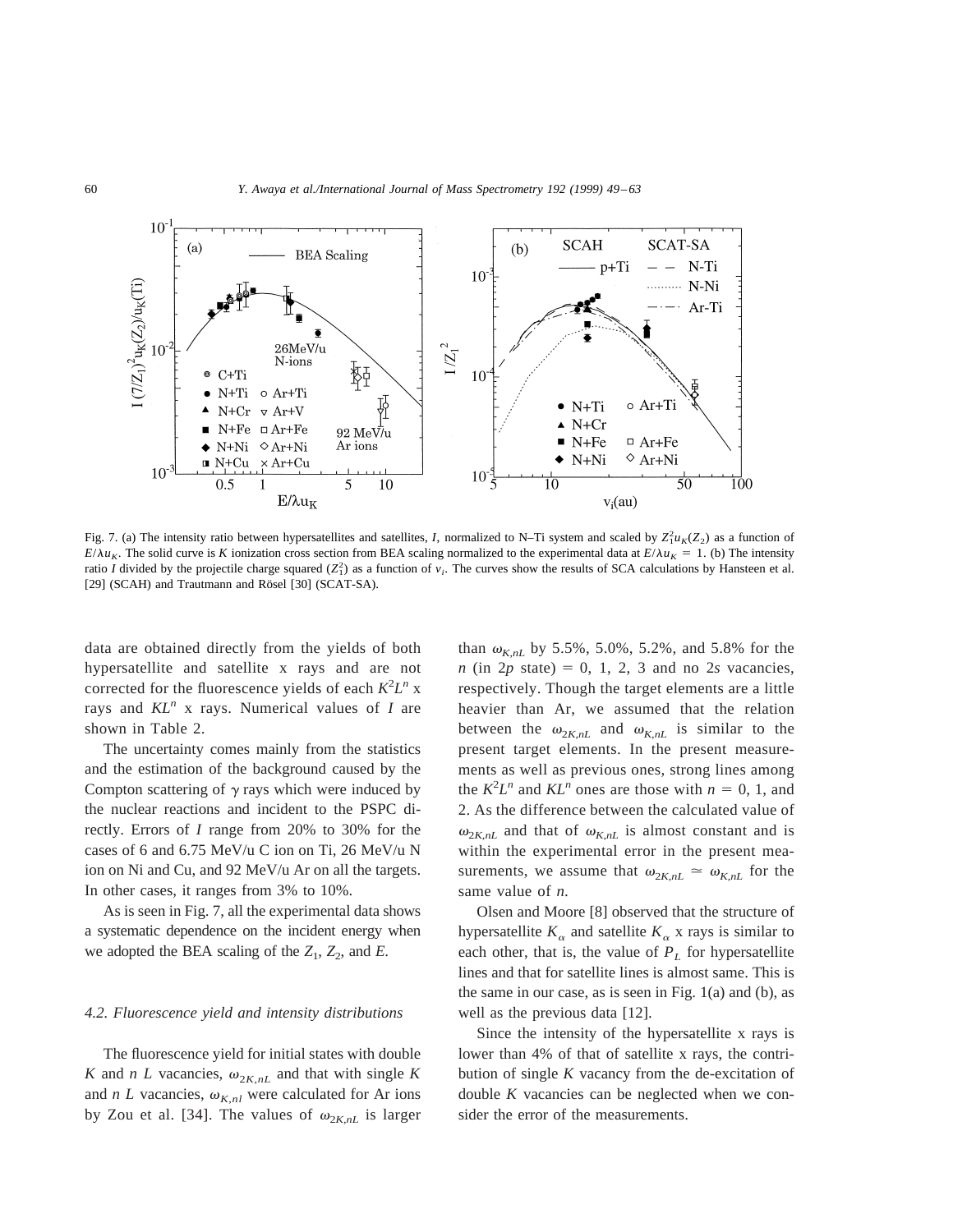Fig. 7. (a) The intensity ratio between hypersatellites and satellites, $I$, normalized to N–Ti system and scaled by $Z_1^2 u_K(Z_2)$ as a function of $E/\lambda u_K$. The solid curve is $K$ ionization cross section from BEA scaling normalized to the experimental data at $E/\lambda u_K = 1$. (b) The intensity ratio $I$ divided by the projectile charge squared ($Z_1^2$) as a function of $v_i$. The curves show the results of SCA calculations by Hansteen et al. [29] (SCAH) and Trautmann and Rösel [30] (SCAT-SA).

data are obtained directly from the yields of both hypersatellite and satellite x rays and are not corrected for the fluorescence yields of each $K^2L^n$ x rays and $KL^n$ x rays. Numerical values of $I$ are shown in Table 2.

The uncertainty comes mainly from the statistics and the estimation of the background caused by the Compton scattering of $\gamma$ rays which were induced by the nuclear reactions and incident to the PSPC directly. Errors of $I$ range from 20% to 30% for the cases of 6 and 6.75 MeV/u C ion on Ti, 26 MeV/u N ion on Ni and Cu, and 92 MeV/u Ar on all the targets. In other cases, it ranges from 3% to 10%.

As is seen in Fig. 7, all the experimental data shows a systematic dependence on the incident energy when we adopted the BEA scaling of the $Z_1$, $Z_2$, and $E$.

### 4.2. Fluorescence yield and intensity distributions

The fluorescence yield for initial states with double $K$ and $n$ $L$ vacancies, $\omega_{2K,nL}$ and that with single $K$ and $n$ $L$ vacancies, $\omega_{K,nl}$ were calculated for Ar ions by Zou et al. [34]. The values of $\omega_{2K,nL}$ is larger than $\omega_{K,nL}$ by 5.5%, 5.0%, 5.2%, and 5.8% for the $n$ (in $2p$ state) = 0, 1, 2, 3 and no $2s$ vacancies, respectively. Though the target elements are a little heavier than Ar, we assumed that the relation between the $\omega_{2K,nL}$ and $\omega_{K,nL}$ is similar to the present target elements. In the present measurements as well as previous ones, strong lines among the $K^2L^n$ and $KL^n$ ones are those with $n = 0$, 1, and 2. As the difference between the calculated value of $\omega_{2K,nL}$ and that of $\omega_{K,nL}$ is almost constant and is within the experimental error in the present measurements, we assume that $\omega_{2K,nL} \simeq \omega_{K,nL}$ for the same value of $n$.

Olsen and Moore [8] observed that the structure of hypersatellite $K_\alpha$ and satellite $K_\alpha$ x rays is similar to each other, that is, the value of $P_L$ for hypersatellite lines and that for satellite lines is almost same. This is the same in our case, as is seen in Fig. 1(a) and (b), as well as the previous data [12].

Since the intensity of the hypersatellite x rays is lower than 4% of that of satellite x rays, the contribution of single $K$ vacancy from the de-excitation of double $K$ vacancies can be neglected when we consider the error of the measurements.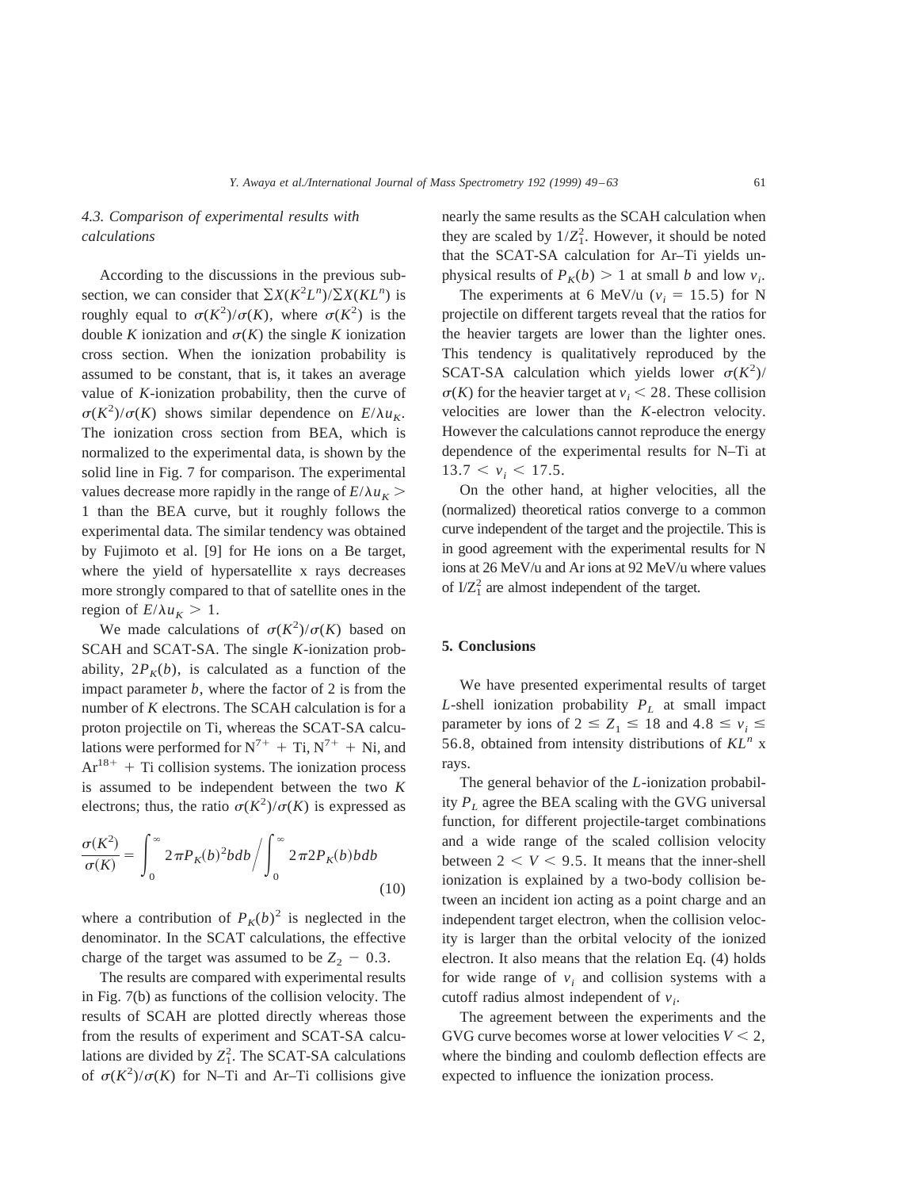### 4.3. Comparison of experimental results with calculations

According to the discussions in the previous subsection, we can consider that $\sum X(K^2L^n)/\sum X(KL^n)$ is roughly equal to $\sigma(K^2)/\sigma(K)$, where $\sigma(K^2)$ is the double $K$ ionization and $\sigma(K)$ the single $K$ ionization cross section. When the ionization probability is assumed to be constant, that is, it takes an average value of $K$-ionization probability, then the curve of $\sigma(K^2)/\sigma(K)$ shows similar dependence on $E/\lambda u_K$. The ionization cross section from BEA, which is normalized to the experimental data, is shown by the solid line in Fig. 7 for comparison. The experimental values decrease more rapidly in the range of $E/\lambda u_K > 1$ than the BEA curve, but it roughly follows the experimental data. The similar tendency was obtained by Fujimoto et al. [9] for He ions on a Be target, where the yield of hypersatellite x rays decreases more strongly compared to that of satellite ones in the region of $E/\lambda u_K > 1$.

We made calculations of $\sigma(K^2)/\sigma(K)$ based on SCAH and SCAT-SA. The single $K$-ionization probability, $2P_K(b)$, is calculated as a function of the impact parameter $b$, where the factor of 2 is from the number of $K$ electrons. The SCAH calculation is for a proton projectile on Ti, whereas the SCAT-SA calculations were performed for $N^{7+} + Ti$, $N^{7+} + Ni$, and $Ar^{18+} + Ti$ collision systems. The ionization process is assumed to be independent between the two $K$ electrons; thus, the ratio $\sigma(K^2)/\sigma(K)$ is expressed as

$$\frac{\sigma(K^2)}{\sigma(K)} = \int_0^\infty 2\pi P_K(b)^2 b db \bigg/ \int_0^\infty 2\pi 2P_K(b) b db \tag{10}$$

where a contribution of $P_K(b)^2$ is neglected in the denominator. In the SCAT calculations, the effective charge of the target was assumed to be $Z_2 - 0.3$.

The results are compared with experimental results in Fig. 7(b) as functions of the collision velocity. The results of SCAH are plotted directly whereas those from the results of experiment and SCAT-SA calculations are divided by $Z_1^2$. The SCAT-SA calculations of $\sigma(K^2)/\sigma(K)$ for N–Ti and Ar–Ti collisions give nearly the same results as the SCAH calculation when they are scaled by $1/Z_1^2$. However, it should be noted that the SCAT-SA calculation for Ar–Ti yields unphysical results of $P_K(b) > 1$ at small $b$ and low $v_i$.

The experiments at 6 MeV/u ($v_i = 15.5$) for N projectile on different targets reveal that the ratios for the heavier targets are lower than the lighter ones. This tendency is qualitatively reproduced by the SCAT-SA calculation which yields lower $\sigma(K^2)/\sigma(K)$ for the heavier target at $v_i < 28$. These collision velocities are lower than the $K$-electron velocity. However the calculations cannot reproduce the energy dependence of the experimental results for N–Ti at $13.7 < v_i < 17.5$.

On the other hand, at higher velocities, all the (normalized) theoretical ratios converge to a common curve independent of the target and the projectile. This is in good agreement with the experimental results for N ions at 26 MeV/u and Ar ions at 92 MeV/u where values of $I/Z_1^2$ are almost independent of the target.

## 5. Conclusions

We have presented experimental results of target $L$-shell ionization probability $P_L$ at small impact parameter by ions of $2 \leq Z_1 \leq 18$ and $4.8 \leq v_i \leq 56.8$, obtained from intensity distributions of $KL^n$ x rays.

The general behavior of the $L$-ionization probability $P_L$ agree the BEA scaling with the GVG universal function, for different projectile-target combinations and a wide range of the scaled collision velocity between $2 < V < 9.5$. It means that the inner-shell ionization is explained by a two-body collision between an incident ion acting as a point charge and an independent target electron, when the collision velocity is larger than the orbital velocity of the ionized electron. It also means that the relation Eq. (4) holds for wide range of $v_i$ and collision systems with a cutoff radius almost independent of $v_i$.

The agreement between the experiments and the GVG curve becomes worse at lower velocities $V < 2$, where the binding and coulomb deflection effects are expected to influence the ionization process.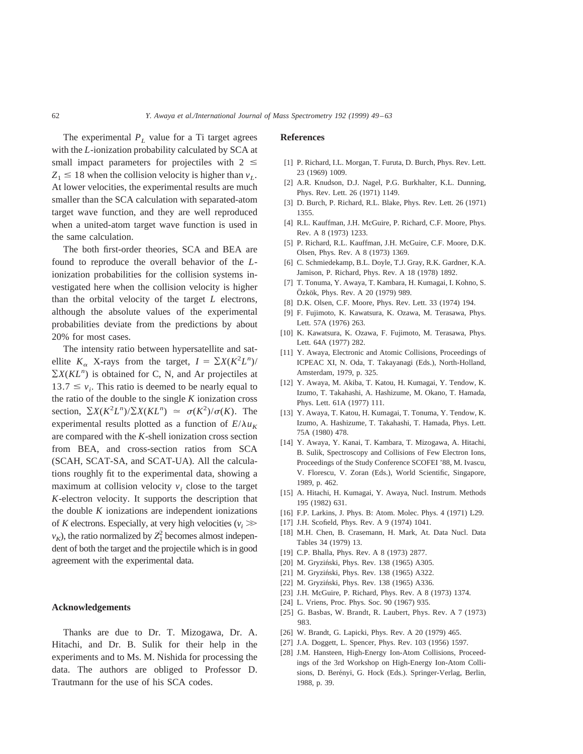The experimental $P_L$ value for a Ti target agrees with the $L$-ionization probability calculated by SCA at small impact parameters for projectiles with $2 \leq Z_1 \leq 18$ when the collision velocity is higher than $v_L$. At lower velocities, the experimental results are much smaller than the SCA calculation with separated-atom target wave function, and they are well reproduced when a united-atom target wave function is used in the same calculation.

The both first-order theories, SCA and BEA are found to reproduce the overall behavior of the $L$-ionization probabilities for the collision systems investigated here when the collision velocity is higher than the orbital velocity of the target $L$ electrons, although the absolute values of the experimental probabilities deviate from the predictions by about 20% for most cases.

The intensity ratio between hypersatellite and satellite $K_\alpha$ X-rays from the target, $I = \Sigma X(K^2L^n)/\Sigma X(KL^n)$ is obtained for C, N, and Ar projectiles at $13.7 \leq v_i$. This ratio is deemed to be nearly equal to the ratio of the double to the single $K$ ionization cross section, $\Sigma X(K^2L^n)/\Sigma X(KL^n) \simeq \sigma(K^2)/\sigma(K)$. The experimental results plotted as a function of $E/\lambda u_K$ are compared with the $K$-shell ionization cross section from BEA, and cross-section ratios from SCA (SCAH, SCAT-SA, and SCAT-UA). All the calculations roughly fit to the experimental data, showing a maximum at collision velocity $v_i$ close to the target $K$-electron velocity. It supports the description that the double $K$ ionizations are independent ionizations of $K$ electrons. Especially, at very high velocities ($v_i \gg v_K$), the ratio normalized by $Z_1^2$ becomes almost independent of both the target and the projectile which is in good agreement with the experimental data.

## Acknowledgements

Thanks are due to Dr. T. Mizogawa, Dr. A. Hitachi, and Dr. B. Sulik for their help in the experiments and to Ms. M. Nishida for processing the data. The authors are obliged to Professor D. Trautmann for the use of his SCA codes.

## References

[1] P. Richard, I.L. Morgan, T. Furuta, D. Burch, Phys. Rev. Lett. 23 (1969) 1009.
[2] A.R. Knudson, D.J. Nagel, P.G. Burkhalter, K.L. Dunning, Phys. Rev. Lett. 26 (1971) 1149.
[3] D. Burch, P. Richard, R.L. Blake, Phys. Rev. Lett. 26 (1971) 1355.
[4] R.L. Kauffman, J.H. McGuire, P. Richard, C.F. Moore, Phys. Rev. A 8 (1973) 1233.
[5] P. Richard, R.L. Kauffman, J.H. McGuire, C.F. Moore, D.K. Olsen, Phys. Rev. A 8 (1973) 1369.
[6] C. Schmiedekamp, B.L. Doyle, T.J. Gray, R.K. Gardner, K.A. Jamison, P. Richard, Phys. Rev. A 18 (1978) 1892.
[7] T. Tonuma, Y. Awaya, T. Kambara, H. Kumagai, I. Kohno, S. Özkök, Phys. Rev. A 20 (1979) 989.
[8] D.K. Olsen, C.F. Moore, Phys. Rev. Lett. 33 (1974) 194.
[9] F. Fujimoto, K. Kawatsura, K. Ozawa, M. Terasawa, Phys. Lett. 57A (1976) 263.
[10] K. Kawatsura, K. Ozawa, F. Fujimoto, M. Terasawa, Phys. Lett. 64A (1977) 282.
[11] Y. Awaya, Electronic and Atomic Collisions, Proceedings of ICPEAC XI, N. Oda, T. Takayanagi (Eds.), North-Holland, Amsterdam, 1979, p. 325.
[12] Y. Awaya, M. Akiba, T. Katou, H. Kumagai, Y. Tendow, K. Izumo, T. Takahashi, A. Hashizume, M. Okano, T. Hamada, Phys. Lett. 61A (1977) 111.
[13] Y. Awaya, T. Katou, H. Kumagai, T. Tonuma, Y. Tendow, K. Izumo, A. Hashizume, T. Takahashi, T. Hamada, Phys. Lett. 75A (1980) 478.
[14] Y. Awaya, Y. Kanai, T. Kambara, T. Mizogawa, A. Hitachi, B. Sulik, Spectroscopy and Collisions of Few Electron Ions, Proceedings of the Study Conference SCOFEI '88, M. Ivascu, V. Florescu, V. Zoran (Eds.), World Scientific, Singapore, 1989, p. 462.
[15] A. Hitachi, H. Kumagai, Y. Awaya, Nucl. Instrum. Methods 195 (1982) 631.
[16] F.P. Larkins, J. Phys. B: Atom. Molec. Phys. 4 (1971) L29.
[17] J.H. Scofield, Phys. Rev. A 9 (1974) 1041.
[18] M.H. Chen, B. Crasemann, H. Mark, At. Data Nucl. Data Tables 34 (1979) 13.
[19] C.P. Bhalla, Phys. Rev. A 8 (1973) 2877.
[20] M. Gryziński, Phys. Rev. 138 (1965) A305.
[21] M. Gryziński, Phys. Rev. 138 (1965) A322.
[22] M. Gryziński, Phys. Rev. 138 (1965) A336.
[23] J.H. McGuire, P. Richard, Phys. Rev. A 8 (1973) 1374.
[24] L. Vriens, Proc. Phys. Soc. 90 (1967) 935.
[25] G. Basbas, W. Brandt, R. Laubert, Phys. Rev. A 7 (1973) 983.
[26] W. Brandt, G. Lapicki, Phys. Rev. A 20 (1979) 465.
[27] J.A. Doggett, L. Spencer, Phys. Rev. 103 (1956) 1597.
[28] J.M. Hansteen, High-Energy Ion-Atom Collisions, Proceedings of the 3rd Workshop on High-Energy Ion-Atom Collisions, D. Berényi, G. Hock (Eds.). Springer-Verlag, Berlin, 1988, p. 39.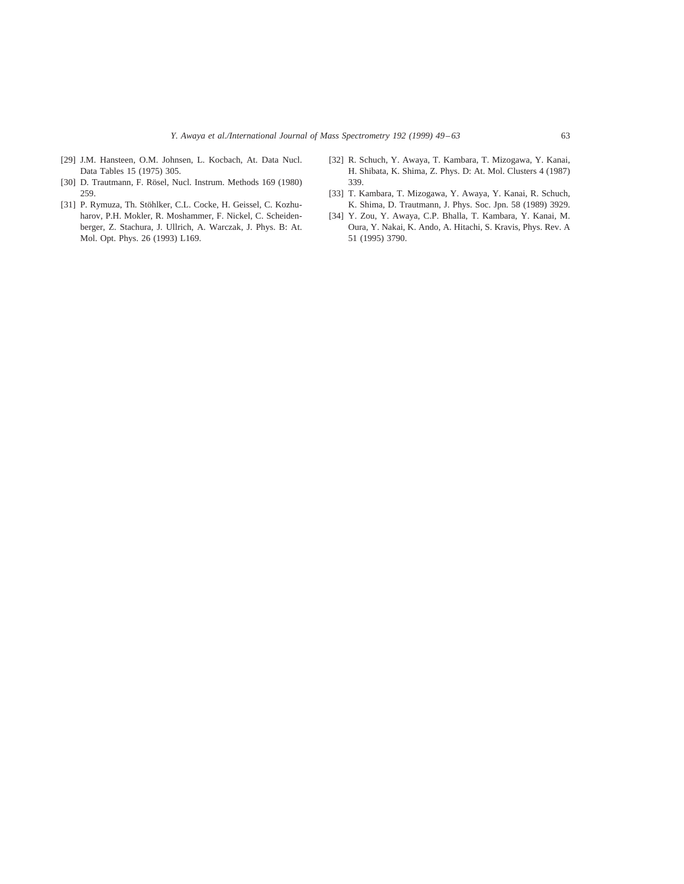[29] J.M. Hansteen, O.M. Johnsen, L. Kocbach, At. Data Nucl. Data Tables 15 (1975) 305.

[30] D. Trautmann, F. Rösel, Nucl. Instrum. Methods 169 (1980) 259.

[31] P. Rymuza, Th. Stöhlker, C.L. Cocke, H. Geissel, C. Kozhuharov, P.H. Mokler, R. Moshammer, F. Nickel, C. Scheidenberger, Z. Stachura, J. Ullrich, A. Warczak, J. Phys. B: At. Mol. Opt. Phys. 26 (1993) L169.

[32] R. Schuch, Y. Awaya, T. Kambara, T. Mizogawa, Y. Kanai, H. Shibata, K. Shima, Z. Phys. D: At. Mol. Clusters 4 (1987) 339.

[33] T. Kambara, T. Mizogawa, Y. Awaya, Y. Kanai, R. Schuch, K. Shima, D. Trautmann, J. Phys. Soc. Jpn. 58 (1989) 3929.

[34] Y. Zou, Y. Awaya, C.P. Bhalla, T. Kambara, Y. Kanai, M. Oura, Y. Nakai, K. Ando, A. Hitachi, S. Kravis, Phys. Rev. A 51 (1995) 3790.